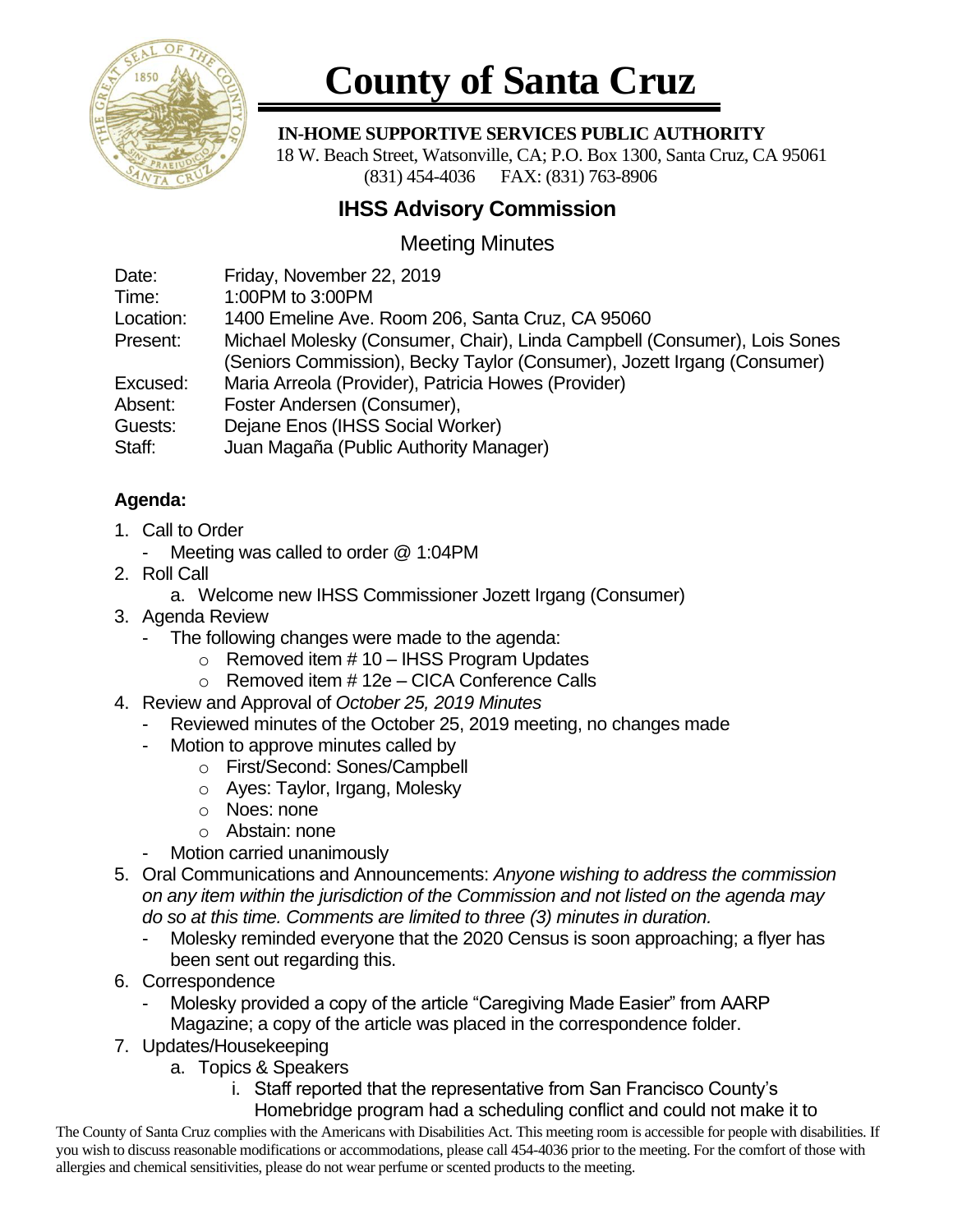# County of Santa Cruz

**IN-HOME SUPPORTIVE SERVICES PUBLIC AUTHORITY**

18 W. Beach Street, Watsonville, CA; P.O. Box 1300, Santa Cruz, CA 95061
(831) 454-4036 FAX: (831) 763-8906

## IHSS Advisory Commission

### Meeting Minutes

| | |
|---|---|
| Date: | Friday, November 22, 2019 |
| Time: | 1:00PM to 3:00PM |
| Location: | 1400 Emeline Ave. Room 206, Santa Cruz, CA 95060 |
| Present: | Michael Molesky (Consumer, Chair), Linda Campbell (Consumer), Lois Sones (Seniors Commission), Becky Taylor (Consumer), Jozett Irgang (Consumer) |
| Excused: | Maria Arreola (Provider), Patricia Howes (Provider) |
| Absent: | Foster Andersen (Consumer), |
| Guests: | Dejane Enos (IHSS Social Worker) |
| Staff: | Juan Magaña (Public Authority Manager) |

**Agenda:**

1. Call to Order
   - Meeting was called to order @ 1:04PM
2. Roll Call
   a. Welcome new IHSS Commissioner Jozett Irgang (Consumer)
3. Agenda Review
   - The following changes were made to the agenda:
     - Removed item # 10 – IHSS Program Updates
     - Removed item # 12e – CICA Conference Calls
4. Review and Approval of *October 25, 2019 Minutes*
   - Reviewed minutes of the October 25, 2019 meeting, no changes made
   - Motion to approve minutes called by
     - First/Second: Sones/Campbell
     - Ayes: Taylor, Irgang, Molesky
     - Noes: none
     - Abstain: none
   - Motion carried unanimously
5. Oral Communications and Announcements: *Anyone wishing to address the commission on any item within the jurisdiction of the Commission and not listed on the agenda may do so at this time. Comments are limited to three (3) minutes in duration.*
   - Molesky reminded everyone that the 2020 Census is soon approaching; a flyer has been sent out regarding this.
6. Correspondence
   - Molesky provided a copy of the article "Caregiving Made Easier" from AARP Magazine; a copy of the article was placed in the correspondence folder.
7. Updates/Housekeeping
   a. Topics & Speakers
      i. Staff reported that the representative from San Francisco County's Homebridge program had a scheduling conflict and could not make it to

The County of Santa Cruz complies with the Americans with Disabilities Act. This meeting room is accessible for people with disabilities. If you wish to discuss reasonable modifications or accommodations, please call 454-4036 prior to the meeting. For the comfort of those with allergies and chemical sensitivities, please do not wear perfume or scented products to the meeting.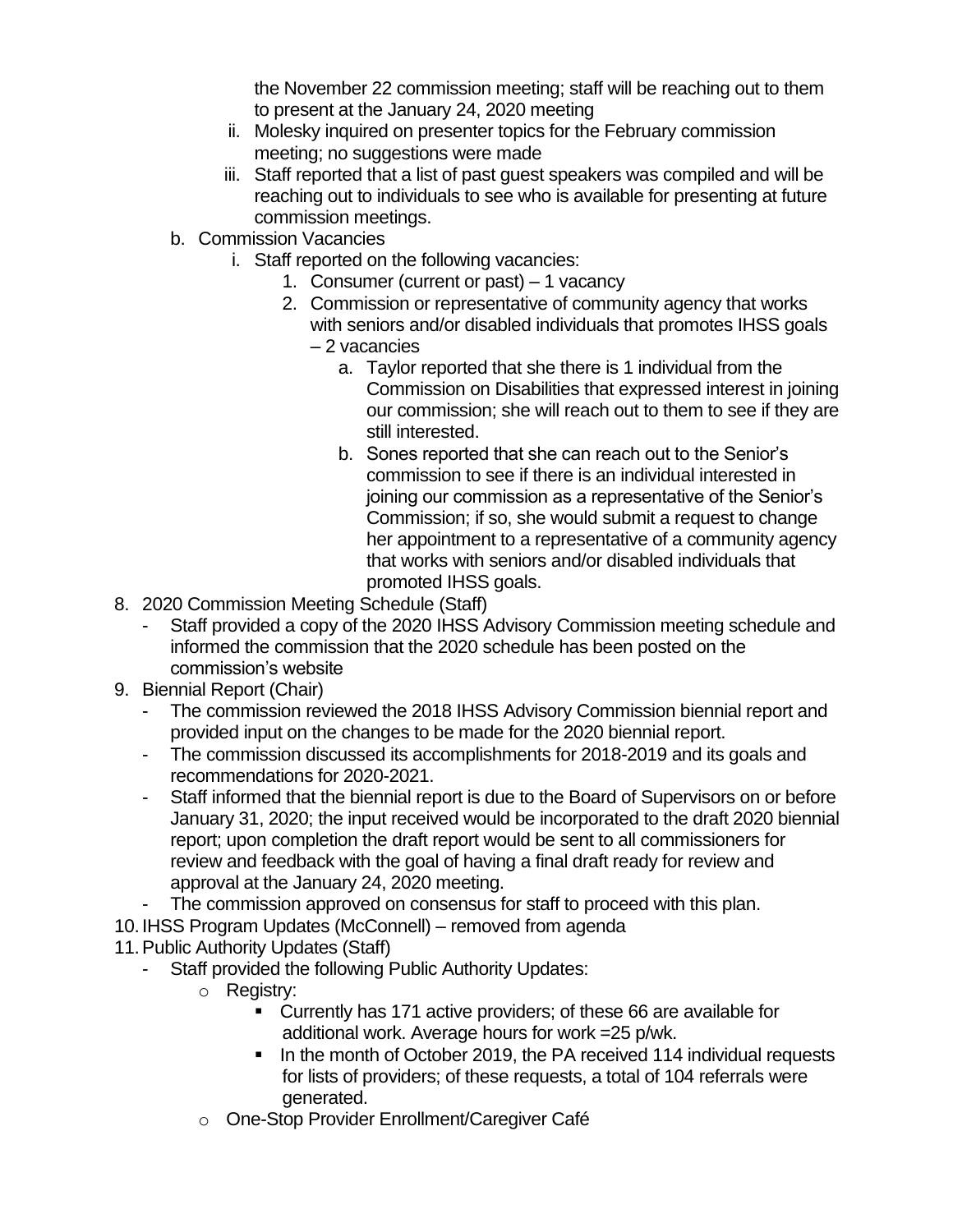the November 22 commission meeting; staff will be reaching out to them to present at the January 24, 2020 meeting

   ii. Molesky inquired on presenter topics for the February commission meeting; no suggestions were made
   iii. Staff reported that a list of past guest speakers was compiled and will be reaching out to individuals to see who is available for presenting at future commission meetings.

b. Commission Vacancies
   i. Staff reported on the following vacancies:
      1. Consumer (current or past) – 1 vacancy
      2. Commission or representative of community agency that works with seniors and/or disabled individuals that promotes IHSS goals – 2 vacancies
         a. Taylor reported that she there is 1 individual from the Commission on Disabilities that expressed interest in joining our commission; she will reach out to them to see if they are still interested.
         b. Sones reported that she can reach out to the Senior's commission to see if there is an individual interested in joining our commission as a representative of the Senior's Commission; if so, she would submit a request to change her appointment to a representative of a community agency that works with seniors and/or disabled individuals that promoted IHSS goals.

8. 2020 Commission Meeting Schedule (Staff)
   - Staff provided a copy of the 2020 IHSS Advisory Commission meeting schedule and informed the commission that the 2020 schedule has been posted on the commission's website
9. Biennial Report (Chair)
   - The commission reviewed the 2018 IHSS Advisory Commission biennial report and provided input on the changes to be made for the 2020 biennial report.
   - The commission discussed its accomplishments for 2018-2019 and its goals and recommendations for 2020-2021.
   - Staff informed that the biennial report is due to the Board of Supervisors on or before January 31, 2020; the input received would be incorporated to the draft 2020 biennial report; upon completion the draft report would be sent to all commissioners for review and feedback with the goal of having a final draft ready for review and approval at the January 24, 2020 meeting.
   - The commission approved on consensus for staff to proceed with this plan.
10. IHSS Program Updates (McConnell) – removed from agenda
11. Public Authority Updates (Staff)
   - Staff provided the following Public Authority Updates:
     - Registry:
       - Currently has 171 active providers; of these 66 are available for additional work. Average hours for work =25 p/wk.
       - In the month of October 2019, the PA received 114 individual requests for lists of providers; of these requests, a total of 104 referrals were generated.
     - One-Stop Provider Enrollment/Caregiver Café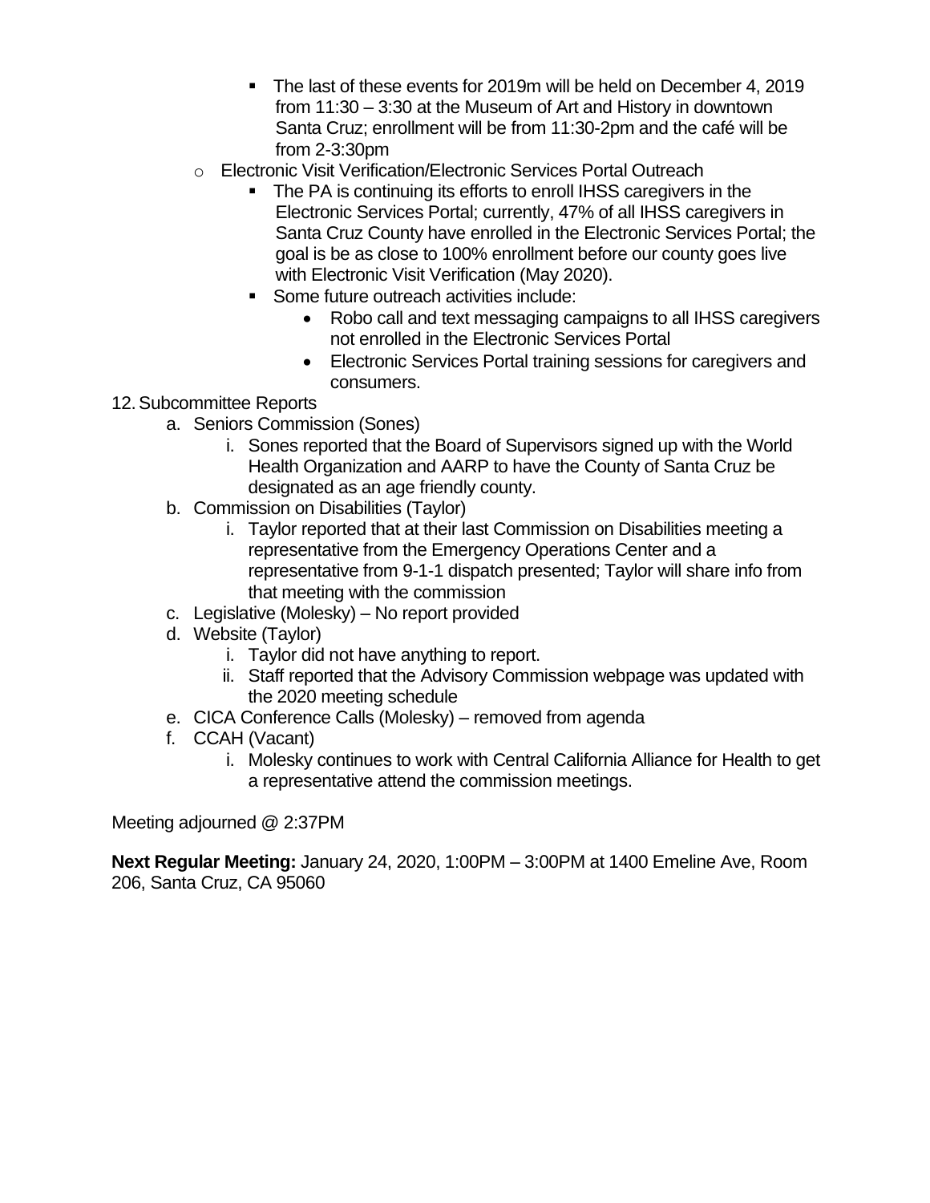- The last of these events for 2019m will be held on December 4, 2019 from 11:30 – 3:30 at the Museum of Art and History in downtown Santa Cruz; enrollment will be from 11:30-2pm and the café will be from 2-3:30pm
    - Electronic Visit Verification/Electronic Services Portal Outreach
        - The PA is continuing its efforts to enroll IHSS caregivers in the Electronic Services Portal; currently, 47% of all IHSS caregivers in Santa Cruz County have enrolled in the Electronic Services Portal; the goal is be as close to 100% enrollment before our county goes live with Electronic Visit Verification (May 2020).
        - Some future outreach activities include:
            - Robo call and text messaging campaigns to all IHSS caregivers not enrolled in the Electronic Services Portal
            - Electronic Services Portal training sessions for caregivers and consumers.

12. Subcommittee Reports
    a. Seniors Commission (Sones)
        i. Sones reported that the Board of Supervisors signed up with the World Health Organization and AARP to have the County of Santa Cruz be designated as an age friendly county.
    b. Commission on Disabilities (Taylor)
        i. Taylor reported that at their last Commission on Disabilities meeting a representative from the Emergency Operations Center and a representative from 9-1-1 dispatch presented; Taylor will share info from that meeting with the commission
    c. Legislative (Molesky) – No report provided
    d. Website (Taylor)
        i. Taylor did not have anything to report.
        ii. Staff reported that the Advisory Commission webpage was updated with the 2020 meeting schedule
    e. CICA Conference Calls (Molesky) – removed from agenda
    f. CCAH (Vacant)
        i. Molesky continues to work with Central California Alliance for Health to get a representative attend the commission meetings.

Meeting adjourned @ 2:37PM

**Next Regular Meeting:** January 24, 2020, 1:00PM – 3:00PM at 1400 Emeline Ave, Room 206, Santa Cruz, CA 95060